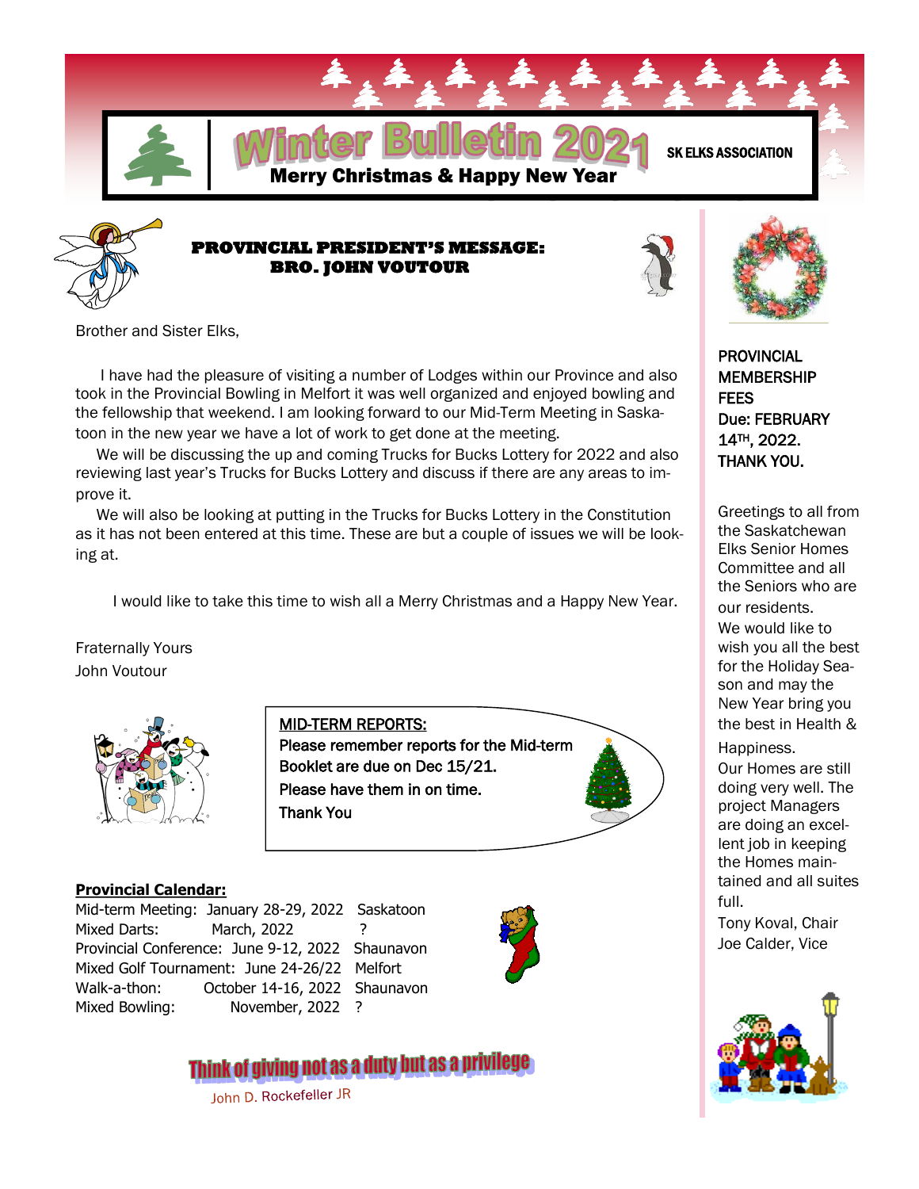# Winter Bulletin 2021

**Merry Christmas & Happy New Year**

SK ELKS ASSOCIATION

## PROVINCIAL PRESIDENT'S MESSAGE: BRO. JOHN VOUTOUR

Brother and Sister Elks,

I have had the pleasure of visiting a number of Lodges within our Province and also took in the Provincial Bowling in Melfort it was well organized and enjoyed bowling and the fellowship that weekend. I am looking forward to our Mid-Term Meeting in Saskatoon in the new year we have a lot of work to get done at the meeting.

We will be discussing the up and coming Trucks for Bucks Lottery for 2022 and also reviewing last year's Trucks for Bucks Lottery and discuss if there are any areas to improve it.

We will also be looking at putting in the Trucks for Bucks Lottery in the Constitution as it has not been entered at this time. These are but a couple of issues we will be looking at.

I would like to take this time to wish all a Merry Christmas and a Happy New Year.

Fraternally Yours
John Voutour

**MID-TERM REPORTS:**
Please remember reports for the Mid-term Booklet are due on Dec 15/21.
Please have them in on time.
Thank You

**Provincial Calendar:**

| | | |
|---|---|---|
| Mixed Darts: | March, 2022 | ? |
| Mid-term Meeting: | January 28-29, 2022 | Saskatoon |
| Provincial Conference: | June 9-12, 2022 | Shaunavon |
| Mixed Golf Tournament: | June 24-26/22 | Melfort |
| Walk-a-thon: | October 14-16, 2022 | Shaunavon |
| Mixed Bowling: | November, 2022 | ? |

Think of giving not as a duty but as a privilege

John D. Rockefeller JR

PROVINCIAL MEMBERSHIP FEES Due: FEBRUARY 14TH, 2022. THANK YOU.

Greetings to all from the Saskatchewan Elks Senior Homes Committee and all the Seniors who are our residents.
We would like to wish you all the best for the Holiday Season and may the New Year bring you the best in Health & Happiness.
Our Homes are still doing very well. The project Managers are doing an excellent job in keeping the Homes maintained and all suites full.
Tony Koval, Chair
Joe Calder, Vice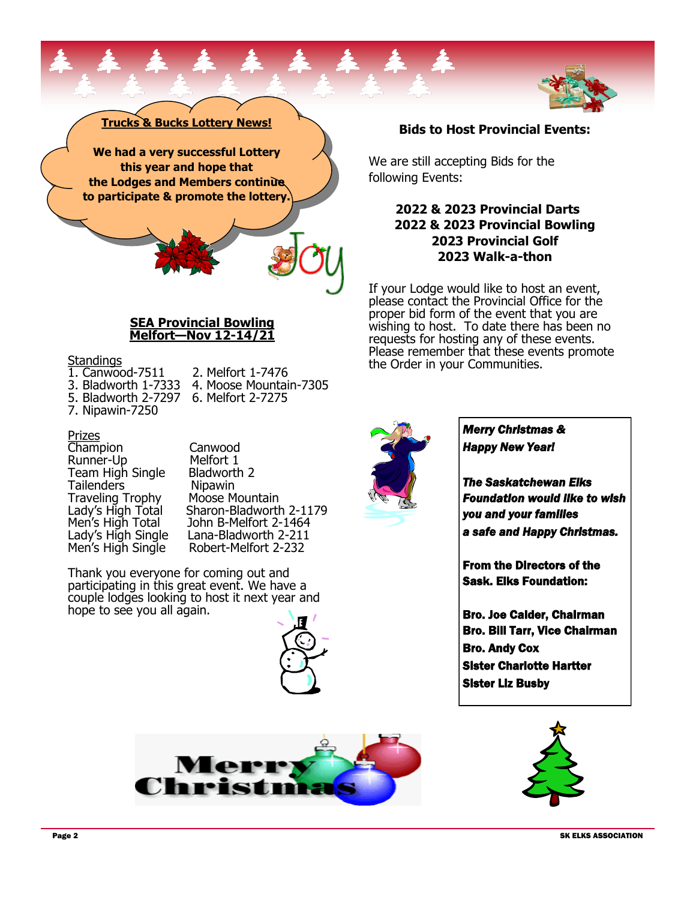**Trucks & Bucks Lottery News!**

**We had a very successful Lottery this year and hope that the Lodges and Members continue to participate & promote the lottery.**

## SEA Provincial Bowling Melfort—Nov 12-14/21

Standings

1. Canwood-7511
2. Melfort 1-7476
3. Bladworth 1-7333
4. Moose Mountain-7305
5. Bladworth 2-7297
6. Melfort 2-7275
7. Nipawin-7250

Prizes

| | |
|---|---|
| Champion | Canwood |
| Runner-Up | Melfort 1 |
| Team High Single | Bladworth 2 |
| Tailenders | Nipawin |
| Traveling Trophy | Moose Mountain |
| Lady's High Total | Sharon-Bladworth 2-1179 |
| Men's High Total | John B-Melfort 2-1464 |
| Lady's High Single | Lana-Bladworth 2-211 |
| Men's High Single | Robert-Melfort 2-232 |

Thank you everyone for coming out and participating in this great event. We have a couple lodges looking to host it next year and hope to see you all again.

## Bids to Host Provincial Events:

We are still accepting Bids for the following Events:

**2022 & 2023 Provincial Darts**
**2022 & 2023 Provincial Bowling**
**2023 Provincial Golf**
**2023 Walk-a-thon**

If your Lodge would like to host an event, please contact the Provincial Office for the proper bid form of the event that you are wishing to host. To date there has been no requests for hosting any of these events. Please remember that these events promote the Order in your Communities.

***Merry Christmas & Happy New Year!***

***The Saskatchewan Elks Foundation would like to wish you and your families a safe and Happy Christmas.***

**From the Directors of the Sask. Elks Foundation:**

**Bro. Joe Calder, Chairman**
**Bro. Bill Tarr, Vice Chairman**
**Bro. Andy Cox**
**Sister Charlotte Hartter**
**Sister Liz Busby**

Merry Christmas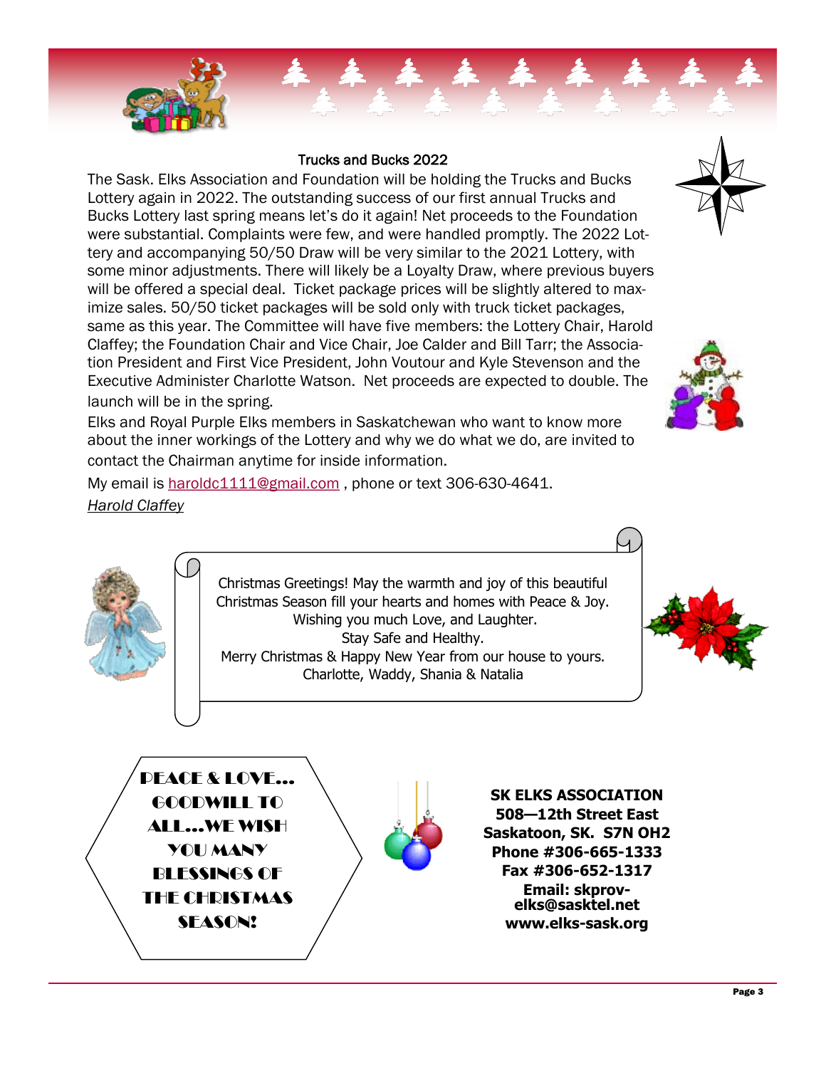## Trucks and Bucks 2022

The Sask. Elks Association and Foundation will be holding the Trucks and Bucks Lottery again in 2022. The outstanding success of our first annual Trucks and Bucks Lottery last spring means let's do it again! Net proceeds to the Foundation were substantial. Complaints were few, and were handled promptly. The 2022 Lottery and accompanying 50/50 Draw will be very similar to the 2021 Lottery, with some minor adjustments. There will likely be a Loyalty Draw, where previous buyers will be offered a special deal. Ticket package prices will be slightly altered to maximize sales. 50/50 ticket packages will be sold only with truck ticket packages, same as this year. The Committee will have five members: the Lottery Chair, Harold Claffey; the Foundation Chair and Vice Chair, Joe Calder and Bill Tarr; the Association President and First Vice President, John Voutour and Kyle Stevenson and the Executive Administer Charlotte Watson. Net proceeds are expected to double. The launch will be in the spring.

Elks and Royal Purple Elks members in Saskatchewan who want to know more about the inner workings of the Lottery and why we do what we do, are invited to contact the Chairman anytime for inside information.

My email is haroldc1111@gmail.com , phone or text 306-630-4641.

*Harold Claffey*

Christmas Greetings! May the warmth and joy of this beautiful Christmas Season fill your hearts and homes with Peace & Joy.
Wishing you much Love, and Laughter.
Stay Safe and Healthy.
Merry Christmas & Happy New Year from our house to yours.
Charlotte, Waddy, Shania & Natalia

PEACE & LOVE... GOODWILL TO ALL...WE WISH YOU MANY BLESSINGS OF THE CHRISTMAS SEASON!

**SK ELKS ASSOCIATION**
**508—12th Street East**
**Saskatoon, SK. S7N OH2**
**Phone #306-665-1333**
**Fax #306-652-1317**
**Email: skprov-elks@sasktel.net**
**www.elks-sask.org**